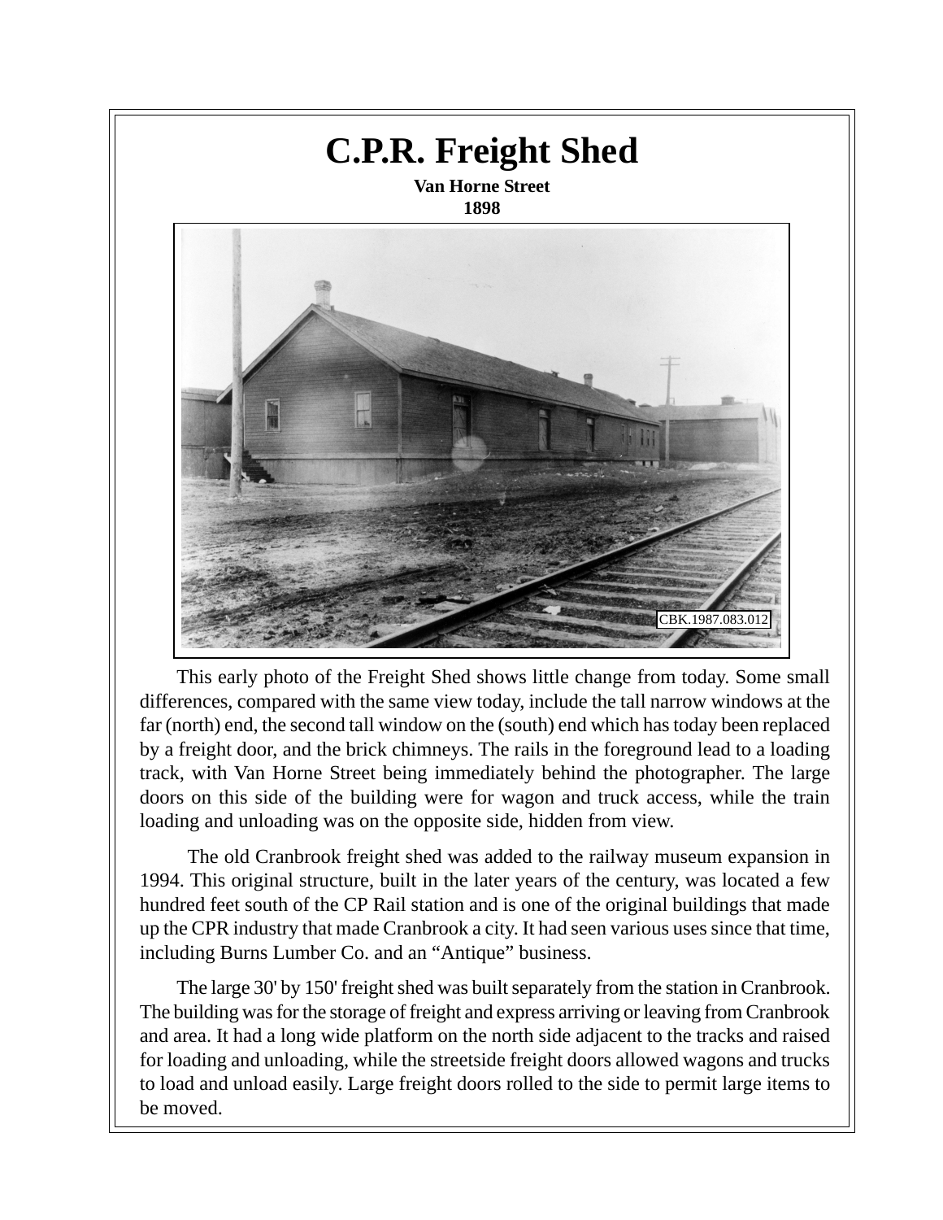# C.P.R. Freight Shed

**Van Horne Street**
**1898**

CBK.1987.083.012

This early photo of the Freight Shed shows little change from today. Some small differences, compared with the same view today, include the tall narrow windows at the far (north) end, the second tall window on the (south) end which has today been replaced by a freight door, and the brick chimneys. The rails in the foreground lead to a loading track, with Van Horne Street being immediately behind the photographer. The large doors on this side of the building were for wagon and truck access, while the train loading and unloading was on the opposite side, hidden from view.

The old Cranbrook freight shed was added to the railway museum expansion in 1994. This original structure, built in the later years of the century, was located a few hundred feet south of the CP Rail station and is one of the original buildings that made up the CPR industry that made Cranbrook a city. It had seen various uses since that time, including Burns Lumber Co. and an "Antique" business.

The large 30' by 150' freight shed was built separately from the station in Cranbrook. The building was for the storage of freight and express arriving or leaving from Cranbrook and area. It had a long wide platform on the north side adjacent to the tracks and raised for loading and unloading, while the streetside freight doors allowed wagons and trucks to load and unload easily. Large freight doors rolled to the side to permit large items to be moved.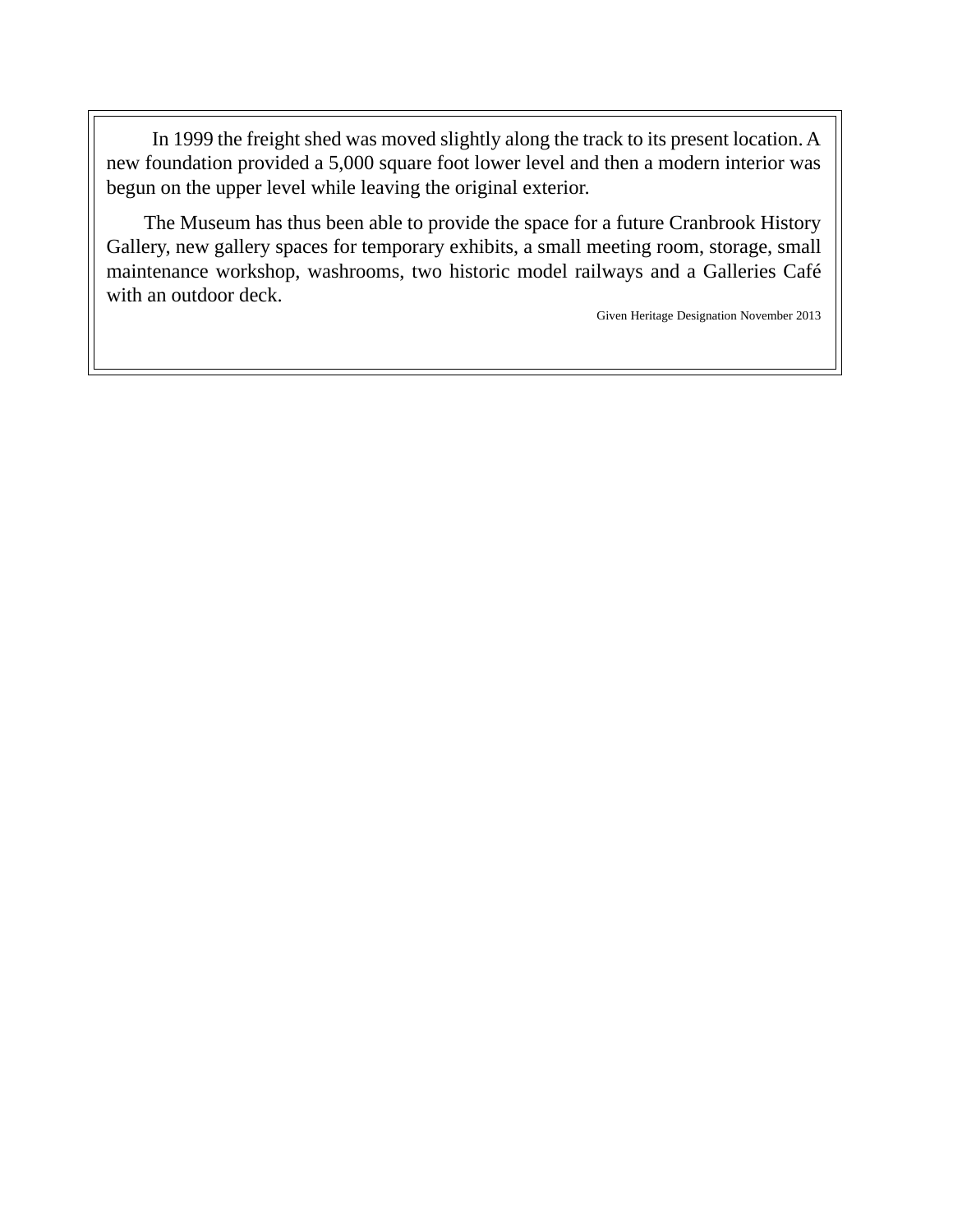In 1999 the freight shed was moved slightly along the track to its present location. A new foundation provided a 5,000 square foot lower level and then a modern interior was begun on the upper level while leaving the original exterior.

The Museum has thus been able to provide the space for a future Cranbrook History Gallery, new gallery spaces for temporary exhibits, a small meeting room, storage, small maintenance workshop, washrooms, two historic model railways and a Galleries Café with an outdoor deck.

Given Heritage Designation November 2013